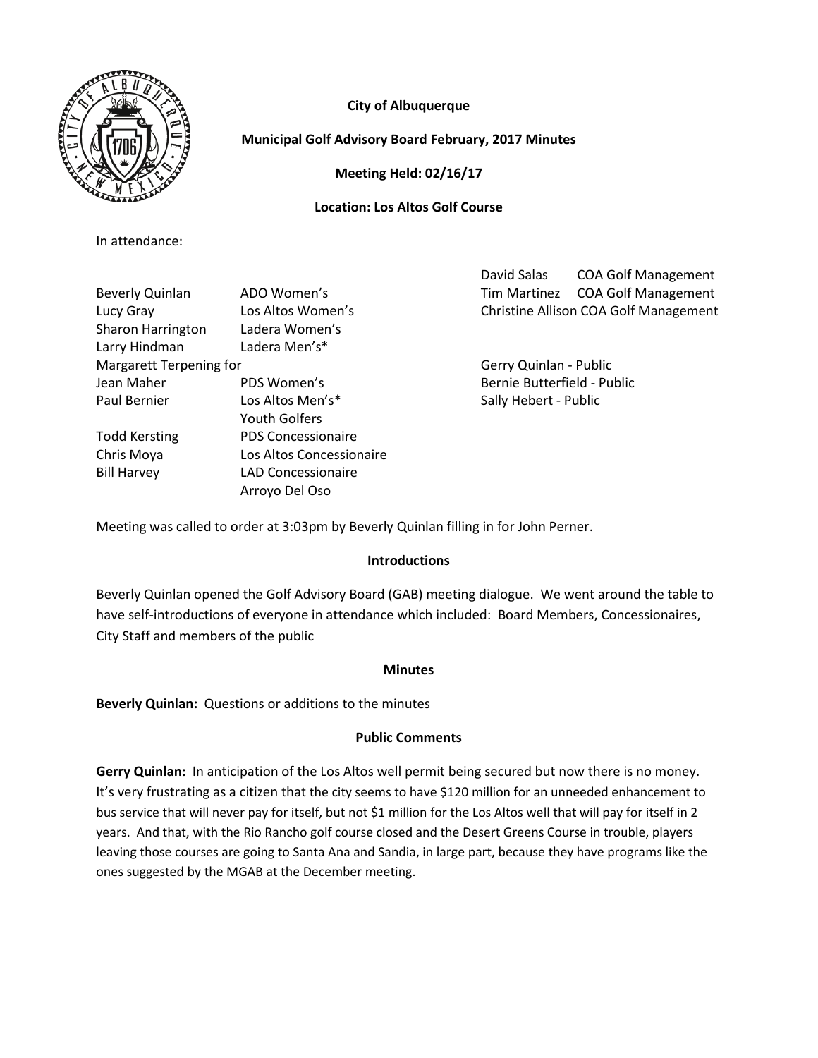**City of Albuquerque**

**Municipal Golf Advisory Board February, 2017 Minutes**

**Meeting Held: 02/16/17**

**Location: Los Altos Golf Course**

In attendance:

| | |
|---|---|
| Beverly Quinlan | ADO Women's |
| Lucy Gray | Los Altos Women's |
| Sharon Harrington | Ladera Women's |
| Larry Hindman | Ladera Men's* |
| Margarett Terpening for Jean Maher | PDS Women's |
| Paul Bernier | Los Altos Men's* Youth Golfers |
| Todd Kersting | PDS Concessionaire |
| Chris Moya | Los Altos Concessionaire |
| Bill Harvey | LAD Concessionaire Arroyo Del Oso |

| | |
|---|---|
| David Salas | COA Golf Management |
| Tim Martinez | COA Golf Management |
| Christine Allison | COA Golf Management |

Gerry Quinlan - Public
Bernie Butterfield - Public
Sally Hebert - Public

Meeting was called to order at 3:03pm by Beverly Quinlan filling in for John Perner.

**Introductions**

Beverly Quinlan opened the Golf Advisory Board (GAB) meeting dialogue. We went around the table to have self-introductions of everyone in attendance which included: Board Members, Concessionaires, City Staff and members of the public

**Minutes**

**Beverly Quinlan:** Questions or additions to the minutes

**Public Comments**

**Gerry Quinlan:** In anticipation of the Los Altos well permit being secured but now there is no money. It's very frustrating as a citizen that the city seems to have $120 million for an unneeded enhancement to bus service that will never pay for itself, but not $1 million for the Los Altos well that will pay for itself in 2 years. And that, with the Rio Rancho golf course closed and the Desert Greens Course in trouble, players leaving those courses are going to Santa Ana and Sandia, in large part, because they have programs like the ones suggested by the MGAB at the December meeting.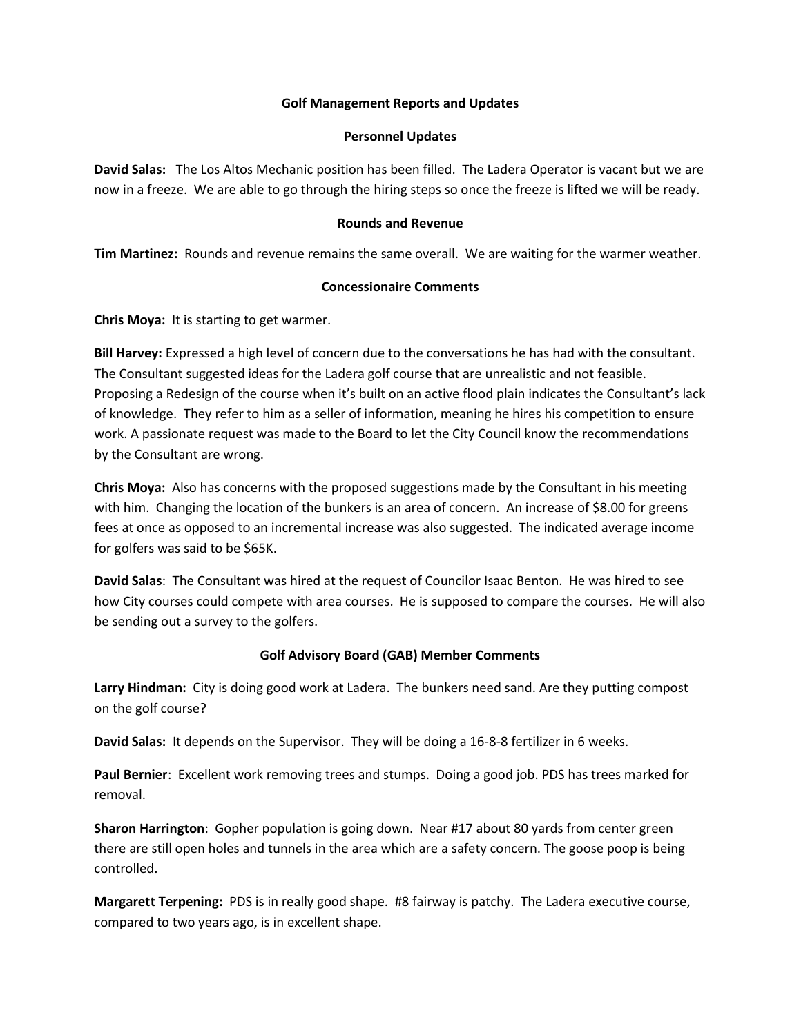## Golf Management Reports and Updates

### Personnel Updates

**David Salas:** The Los Altos Mechanic position has been filled. The Ladera Operator is vacant but we are now in a freeze. We are able to go through the hiring steps so once the freeze is lifted we will be ready.

### Rounds and Revenue

**Tim Martinez:** Rounds and revenue remains the same overall. We are waiting for the warmer weather.

### Concessionaire Comments

**Chris Moya:** It is starting to get warmer.

**Bill Harvey:** Expressed a high level of concern due to the conversations he has had with the consultant. The Consultant suggested ideas for the Ladera golf course that are unrealistic and not feasible. Proposing a Redesign of the course when it's built on an active flood plain indicates the Consultant's lack of knowledge. They refer to him as a seller of information, meaning he hires his competition to ensure work. A passionate request was made to the Board to let the City Council know the recommendations by the Consultant are wrong.

**Chris Moya:** Also has concerns with the proposed suggestions made by the Consultant in his meeting with him. Changing the location of the bunkers is an area of concern. An increase of $8.00 for greens fees at once as opposed to an incremental increase was also suggested. The indicated average income for golfers was said to be $65K.

**David Salas**: The Consultant was hired at the request of Councilor Isaac Benton. He was hired to see how City courses could compete with area courses. He is supposed to compare the courses. He will also be sending out a survey to the golfers.

### Golf Advisory Board (GAB) Member Comments

**Larry Hindman:** City is doing good work at Ladera. The bunkers need sand. Are they putting compost on the golf course?

**David Salas:** It depends on the Supervisor. They will be doing a 16-8-8 fertilizer in 6 weeks.

**Paul Bernier**: Excellent work removing trees and stumps. Doing a good job. PDS has trees marked for removal.

**Sharon Harrington**: Gopher population is going down. Near #17 about 80 yards from center green there are still open holes and tunnels in the area which are a safety concern. The goose poop is being controlled.

**Margarett Terpening:** PDS is in really good shape. #8 fairway is patchy. The Ladera executive course, compared to two years ago, is in excellent shape.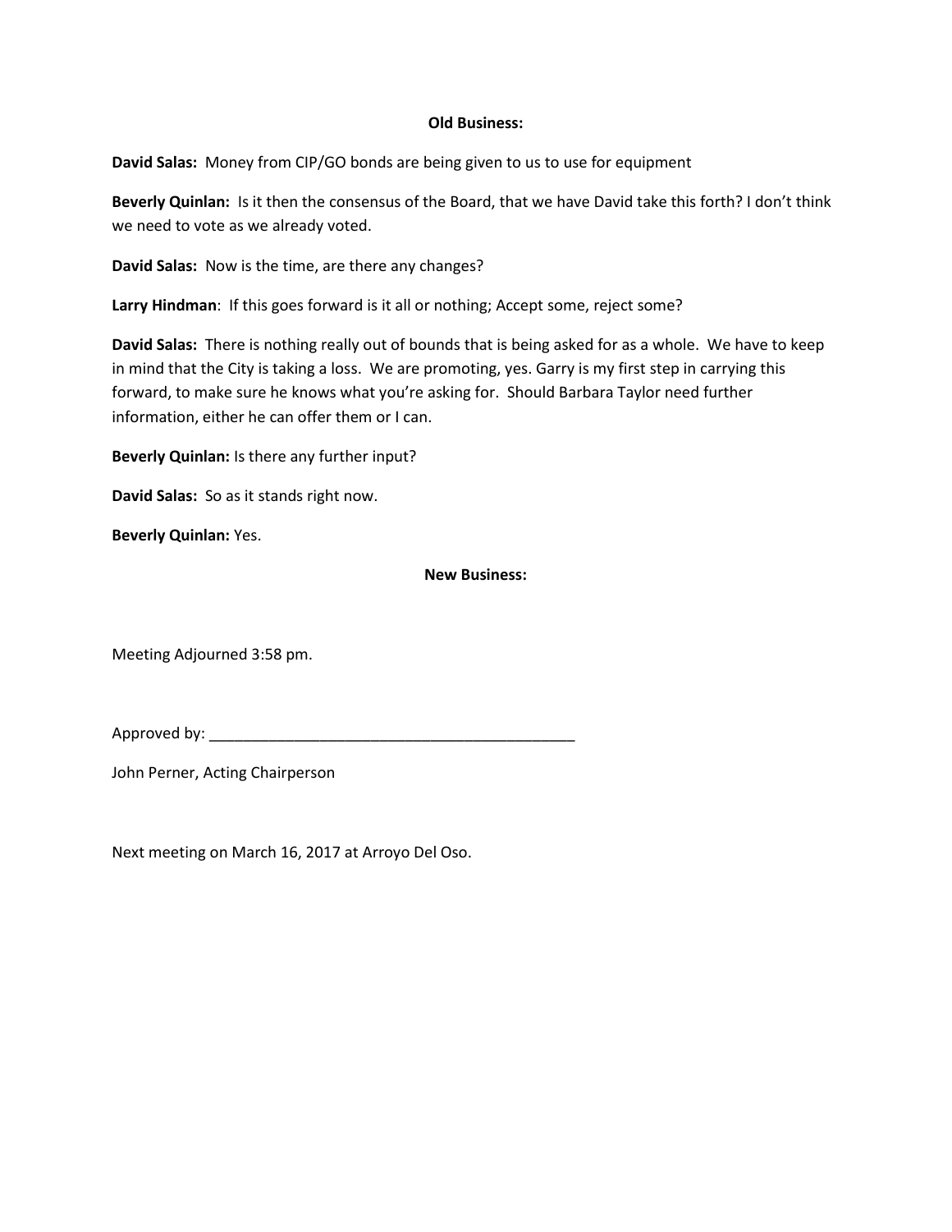**Old Business:**

**David Salas:** Money from CIP/GO bonds are being given to us to use for equipment

**Beverly Quinlan:** Is it then the consensus of the Board, that we have David take this forth? I don't think we need to vote as we already voted.

**David Salas:** Now is the time, are there any changes?

**Larry Hindman**: If this goes forward is it all or nothing; Accept some, reject some?

**David Salas:** There is nothing really out of bounds that is being asked for as a whole. We have to keep in mind that the City is taking a loss. We are promoting, yes. Garry is my first step in carrying this forward, to make sure he knows what you're asking for. Should Barbara Taylor need further information, either he can offer them or I can.

**Beverly Quinlan:** Is there any further input?

**David Salas:** So as it stands right now.

**Beverly Quinlan:** Yes.

**New Business:**

Meeting Adjourned 3:58 pm.

Approved by: _____________________________________________

John Perner, Acting Chairperson

Next meeting on March 16, 2017 at Arroyo Del Oso.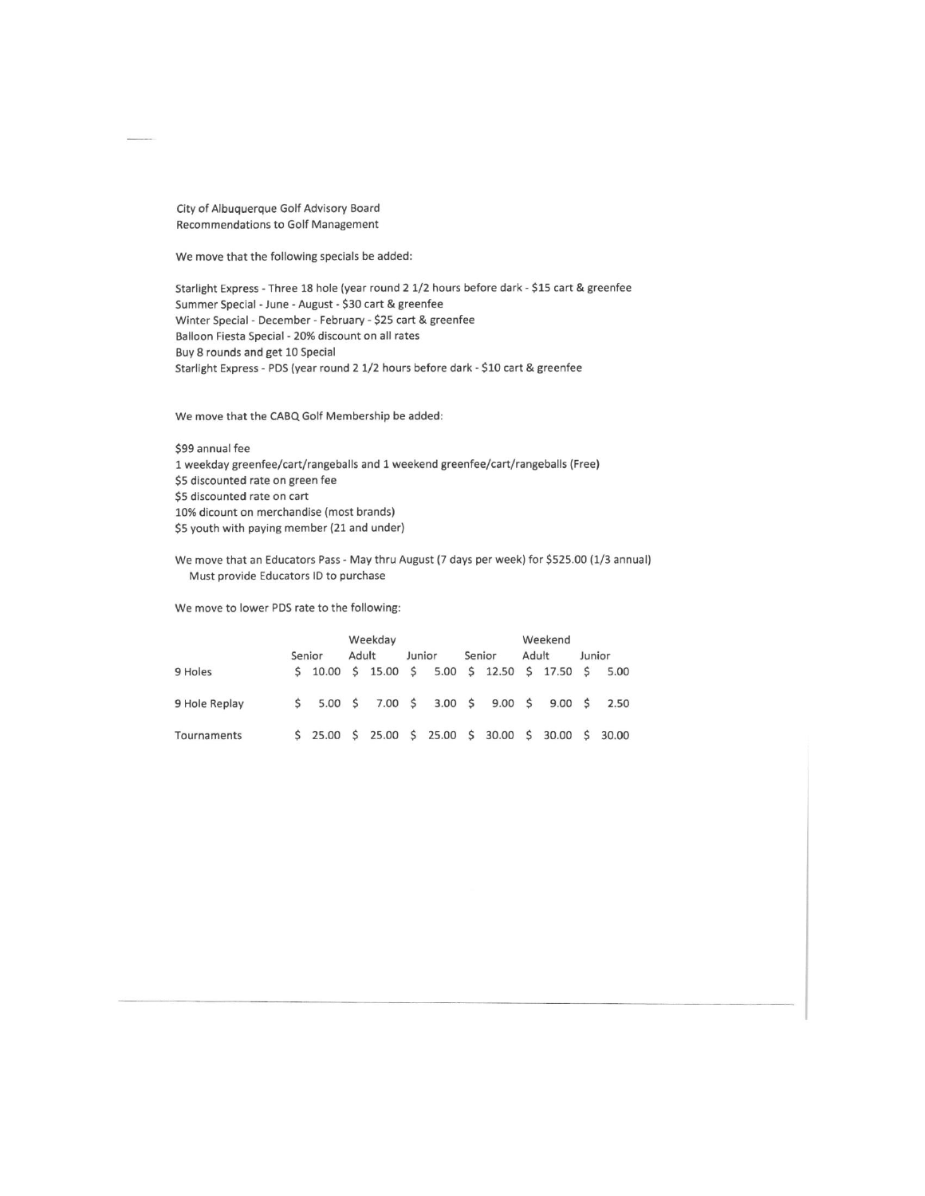City of Albuquerque Golf Advisory Board
Recommendations to Golf Management

We move that the following specials be added:

Starlight Express - Three 18 hole (year round 2 1/2 hours before dark - $15 cart & greenfee
Summer Special - June - August - $30 cart & greenfee
Winter Special - December - February - $25 cart & greenfee
Balloon Fiesta Special - 20% discount on all rates
Buy 8 rounds and get 10 Special
Starlight Express - PDS (year round 2 1/2 hours before dark - $10 cart & greenfee

We move that the CABQ Golf Membership be added:

$99 annual fee
1 weekday greenfee/cart/rangeballs and 1 weekend greenfee/cart/rangeballs (Free)
$5 discounted rate on green fee
$5 discounted rate on cart
10% dicount on merchandise (most brands)
$5 youth with paying member (21 and under)

We move that an Educators Pass - May thru August (7 days per week) for $525.00 (1/3 annual)
Must provide Educators ID to purchase

We move to lower PDS rate to the following:

| | Weekday | | | Weekend | | |
|---|---|---|---|---|---|---|
| | Senior | Adult | Junior | Senior | Adult | Junior |
| 9 Holes | $ 10.00 | $ 15.00 | $ 5.00 | $ 12.50 | $ 17.50 | $ 5.00 |
| 9 Hole Replay | $ 5.00 | $ 7.00 | $ 3.00 | $ 9.00 | $ 9.00 | $ 2.50 |
| Tournaments | $ 25.00 | $ 25.00 | $ 25.00 | $ 30.00 | $ 30.00 | $ 30.00 |